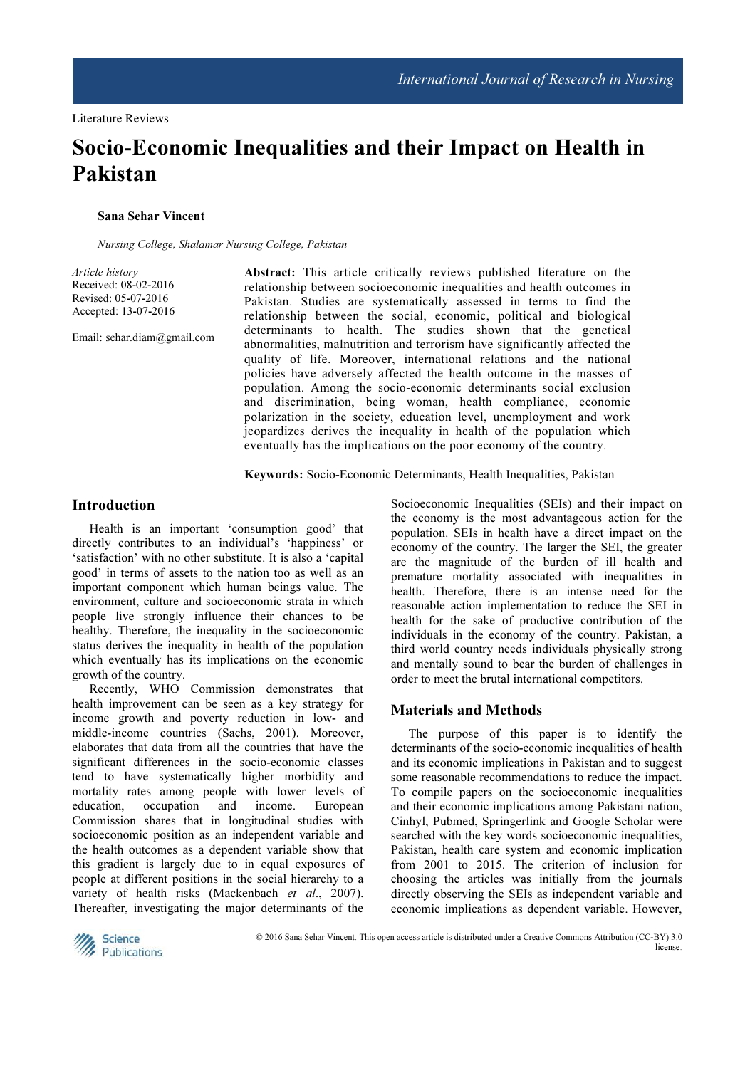Literature Reviews

# Socio-Economic Inequalities and their Impact on Health in Pakistan

**Sana Sehar Vincent**

*Nursing College, Shalamar Nursing College, Pakistan*

*Article history*
Received: 08-02-2016
Revised: 05-07-2016
Accepted: 13-07-2016

Email: sehar.diam@gmail.com

**Abstract:** This article critically reviews published literature on the relationship between socioeconomic inequalities and health outcomes in Pakistan. Studies are systematically assessed in terms to find the relationship between the social, economic, political and biological determinants to health. The studies shown that the genetical abnormalities, malnutrition and terrorism have significantly affected the quality of life. Moreover, international relations and the national policies have adversely affected the health outcome in the masses of population. Among the socio-economic determinants social exclusion and discrimination, being woman, health compliance, economic polarization in the society, education level, unemployment and work jeopardizes derives the inequality in health of the population which eventually has the implications on the poor economy of the country.

**Keywords:** Socio-Economic Determinants, Health Inequalities, Pakistan

## Introduction

Health is an important 'consumption good' that directly contributes to an individual's 'happiness' or 'satisfaction' with no other substitute. It is also a 'capital good' in terms of assets to the nation too as well as an important component which human beings value. The environment, culture and socioeconomic strata in which people live strongly influence their chances to be healthy. Therefore, the inequality in the socioeconomic status derives the inequality in health of the population which eventually has its implications on the economic growth of the country.

Recently, WHO Commission demonstrates that health improvement can be seen as a key strategy for income growth and poverty reduction in low- and middle-income countries (Sachs, 2001). Moreover, elaborates that data from all the countries that have the significant differences in the socio-economic classes tend to have systematically higher morbidity and mortality rates among people with lower levels of education, occupation and income. European Commission shares that in longitudinal studies with socioeconomic position as an independent variable and the health outcomes as a dependent variable show that this gradient is largely due to in equal exposures of people at different positions in the social hierarchy to a variety of health risks (Mackenbach *et al*., 2007). Thereafter, investigating the major determinants of the Socioeconomic Inequalities (SEIs) and their impact on the economy is the most advantageous action for the population. SEIs in health have a direct impact on the economy of the country. The larger the SEI, the greater are the magnitude of the burden of ill health and premature mortality associated with inequalities in health. Therefore, there is an intense need for the reasonable action implementation to reduce the SEI in health for the sake of productive contribution of the individuals in the economy of the country. Pakistan, a third world country needs individuals physically strong and mentally sound to bear the burden of challenges in order to meet the brutal international competitors.

## Materials and Methods

The purpose of this paper is to identify the determinants of the socio-economic inequalities of health and its economic implications in Pakistan and to suggest some reasonable recommendations to reduce the impact. To compile papers on the socioeconomic inequalities and their economic implications among Pakistani nation, Cinhyl, Pubmed, Springerlink and Google Scholar were searched with the key words socioeconomic inequalities, Pakistan, health care system and economic implication from 2001 to 2015. The criterion of inclusion for choosing the articles was initially from the journals directly observing the SEIs as independent variable and economic implications as dependent variable. However,

© 2016 Sana Sehar Vincent. This open access article is distributed under a Creative Commons Attribution (CC-BY) 3.0 license.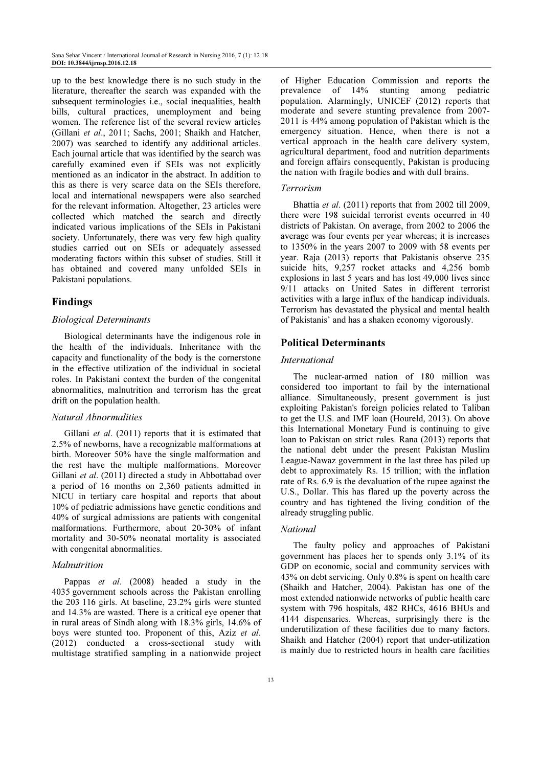up to the best knowledge there is no such study in the literature, thereafter the search was expanded with the subsequent terminologies i.e., social inequalities, health bills, cultural practices, unemployment and being women. The reference list of the several review articles (Gillani *et al*., 2011; Sachs, 2001; Shaikh and Hatcher, 2007) was searched to identify any additional articles. Each journal article that was identified by the search was carefully examined even if SEIs was not explicitly mentioned as an indicator in the abstract. In addition to this as there is very scarce data on the SEIs therefore, local and international newspapers were also searched for the relevant information. Altogether, 23 articles were collected which matched the search and directly indicated various implications of the SEIs in Pakistani society. Unfortunately, there was very few high quality studies carried out on SEIs or adequately assessed moderating factors within this subset of studies. Still it has obtained and covered many unfolded SEIs in Pakistani populations.

## Findings

### *Biological Determinants*

Biological determinants have the indigenous role in the health of the individuals. Inheritance with the capacity and functionality of the body is the cornerstone in the effective utilization of the individual in societal roles. In Pakistani context the burden of the congenital abnormalities, malnutrition and terrorism has the great drift on the population health.

### *Natural Abnormalities*

Gillani *et al*. (2011) reports that it is estimated that 2.5% of newborns, have a recognizable malformations at birth. Moreover 50% have the single malformation and the rest have the multiple malformations. Moreover Gillani *et al*. (2011) directed a study in Abbottabad over a period of 16 months on 2,360 patients admitted in NICU in tertiary care hospital and reports that about 10% of pediatric admissions have genetic conditions and 40% of surgical admissions are patients with congenital malformations. Furthermore, about 20-30% of infant mortality and 30-50% neonatal mortality is associated with congenital abnormalities.

### *Malnutrition*

Pappas *et al*. (2008) headed a study in the 4035 government schools across the Pakistan enrolling the 203 116 girls. At baseline, 23.2% girls were stunted and 14.3% are wasted. There is a critical eye opener that in rural areas of Sindh along with 18.3% girls, 14.6% of boys were stunted too. Proponent of this, Aziz *et al*. (2012) conducted a cross-sectional study with multistage stratified sampling in a nationwide project of Higher Education Commission and reports the prevalence of 14% stunting among pediatric population. Alarmingly, UNICEF (2012) reports that moderate and severe stunting prevalence from 2007-2011 is 44% among population of Pakistan which is the emergency situation. Hence, when there is not a vertical approach in the health care delivery system, agricultural department, food and nutrition departments and foreign affairs consequently, Pakistan is producing the nation with fragile bodies and with dull brains.

### *Terrorism*

Bhattia *et al*. (2011) reports that from 2002 till 2009, there were 198 suicidal terrorist events occurred in 40 districts of Pakistan. On average, from 2002 to 2006 the average was four events per year whereas; it is increases to 1350% in the years 2007 to 2009 with 58 events per year. Raja (2013) reports that Pakistanis observe 235 suicide hits, 9,257 rocket attacks and 4,256 bomb explosions in last 5 years and has lost 49,000 lives since 9/11 attacks on United Sates in different terrorist activities with a large influx of the handicap individuals. Terrorism has devastated the physical and mental health of Pakistanis' and has a shaken economy vigorously.

## Political Determinants

### *International*

The nuclear-armed nation of 180 million was considered too important to fail by the international alliance. Simultaneously, present government is just exploiting Pakistan's foreign policies related to Taliban to get the U.S. and IMF loan (Houreld, 2013). On above this International Monetary Fund is continuing to give loan to Pakistan on strict rules. Rana (2013) reports that the national debt under the present Pakistan Muslim League-Nawaz government in the last three has piled up debt to approximately Rs. 15 trillion; with the inflation rate of Rs. 6.9 is the devaluation of the rupee against the U.S., Dollar. This has flared up the poverty across the country and has tightened the living condition of the already struggling public.

### *National*

The faulty policy and approaches of Pakistani government has places her to spends only 3.1% of its GDP on economic, social and community services with 43% on debt servicing. Only 0.8% is spent on health care (Shaikh and Hatcher, 2004). Pakistan has one of the most extended nationwide networks of public health care system with 796 hospitals, 482 RHCs, 4616 BHUs and 4144 dispensaries. Whereas, surprisingly there is the underutilization of these facilities due to many factors. Shaikh and Hatcher (2004) report that under-utilization is mainly due to restricted hours in health care facilities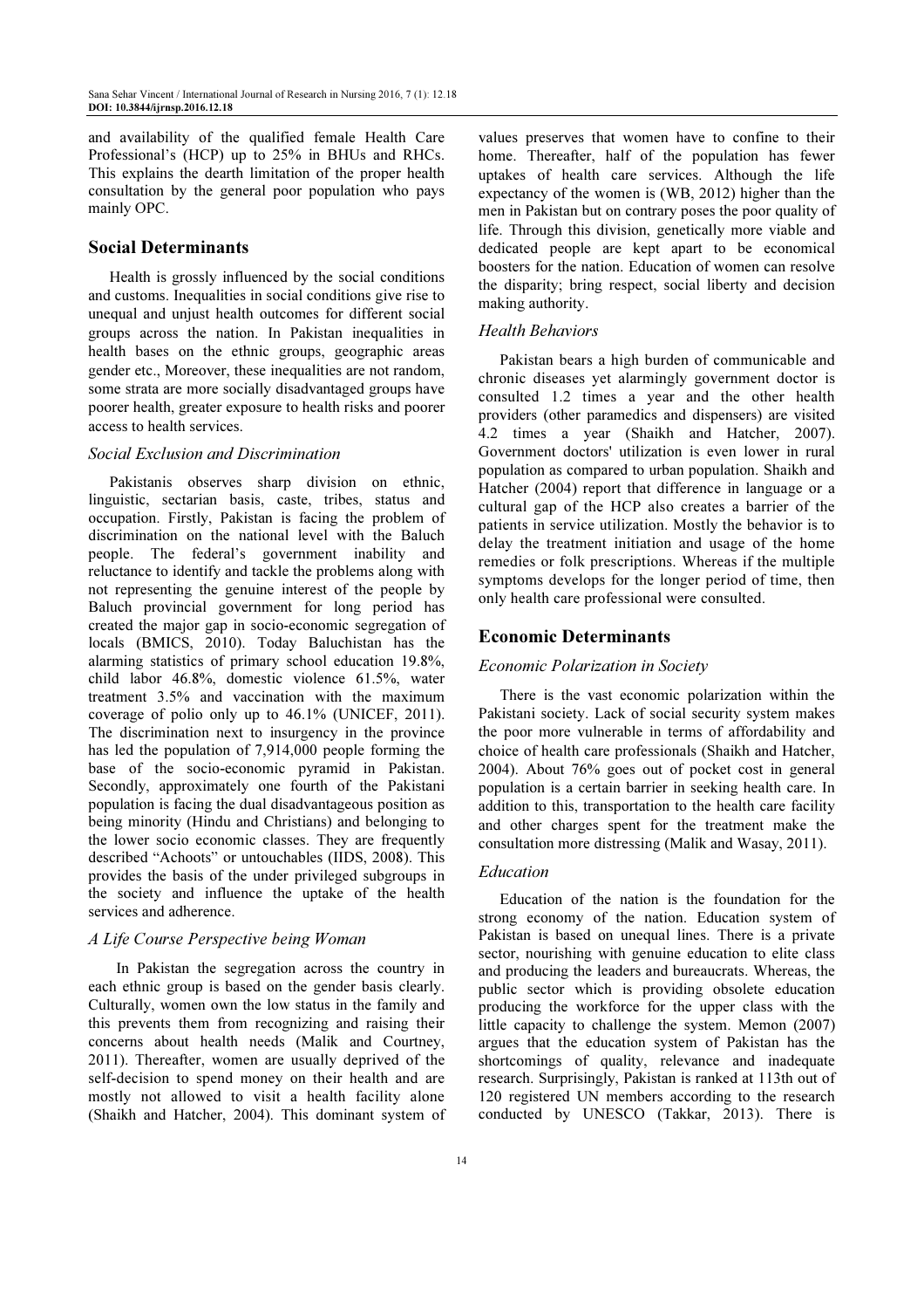and availability of the qualified female Health Care Professional's (HCP) up to 25% in BHUs and RHCs. This explains the dearth limitation of the proper health consultation by the general poor population who pays mainly OPC.

## Social Determinants

Health is grossly influenced by the social conditions and customs. Inequalities in social conditions give rise to unequal and unjust health outcomes for different social groups across the nation. In Pakistan inequalities in health bases on the ethnic groups, geographic areas gender etc., Moreover, these inequalities are not random, some strata are more socially disadvantaged groups have poorer health, greater exposure to health risks and poorer access to health services.

### *Social Exclusion and Discrimination*

Pakistanis observes sharp division on ethnic, linguistic, sectarian basis, caste, tribes, status and occupation. Firstly, Pakistan is facing the problem of discrimination on the national level with the Baluch people. The federal's government inability and reluctance to identify and tackle the problems along with not representing the genuine interest of the people by Baluch provincial government for long period has created the major gap in socio-economic segregation of locals (BMICS, 2010). Today Baluchistan has the alarming statistics of primary school education 19.8%, child labor 46.8%, domestic violence 61.5%, water treatment 3.5% and vaccination with the maximum coverage of polio only up to 46.1% (UNICEF, 2011). The discrimination next to insurgency in the province has led the population of 7,914,000 people forming the base of the socio-economic pyramid in Pakistan. Secondly, approximately one fourth of the Pakistani population is facing the dual disadvantageous position as being minority (Hindu and Christians) and belonging to the lower socio economic classes. They are frequently described "Achoots" or untouchables (IIDS, 2008). This provides the basis of the under privileged subgroups in the society and influence the uptake of the health services and adherence.

### *A Life Course Perspective being Woman*

In Pakistan the segregation across the country in each ethnic group is based on the gender basis clearly. Culturally, women own the low status in the family and this prevents them from recognizing and raising their concerns about health needs (Malik and Courtney, 2011). Thereafter, women are usually deprived of the self-decision to spend money on their health and are mostly not allowed to visit a health facility alone (Shaikh and Hatcher, 2004). This dominant system of values preserves that women have to confine to their home. Thereafter, half of the population has fewer uptakes of health care services. Although the life expectancy of the women is (WB, 2012) higher than the men in Pakistan but on contrary poses the poor quality of life. Through this division, genetically more viable and dedicated people are kept apart to be economical boosters for the nation. Education of women can resolve the disparity; bring respect, social liberty and decision making authority.

### *Health Behaviors*

Pakistan bears a high burden of communicable and chronic diseases yet alarmingly government doctor is consulted 1.2 times a year and the other health providers (other paramedics and dispensers) are visited 4.2 times a year (Shaikh and Hatcher, 2007). Government doctors' utilization is even lower in rural population as compared to urban population. Shaikh and Hatcher (2004) report that difference in language or a cultural gap of the HCP also creates a barrier of the patients in service utilization. Mostly the behavior is to delay the treatment initiation and usage of the home remedies or folk prescriptions. Whereas if the multiple symptoms develops for the longer period of time, then only health care professional were consulted.

## Economic Determinants

### *Economic Polarization in Society*

There is the vast economic polarization within the Pakistani society. Lack of social security system makes the poor more vulnerable in terms of affordability and choice of health care professionals (Shaikh and Hatcher, 2004). About 76% goes out of pocket cost in general population is a certain barrier in seeking health care. In addition to this, transportation to the health care facility and other charges spent for the treatment make the consultation more distressing (Malik and Wasay, 2011).

### *Education*

Education of the nation is the foundation for the strong economy of the nation. Education system of Pakistan is based on unequal lines. There is a private sector, nourishing with genuine education to elite class and producing the leaders and bureaucrats. Whereas, the public sector which is providing obsolete education producing the workforce for the upper class with the little capacity to challenge the system. Memon (2007) argues that the education system of Pakistan has the shortcomings of quality, relevance and inadequate research. Surprisingly, Pakistan is ranked at 113th out of 120 registered UN members according to the research conducted by UNESCO (Takkar, 2013). There is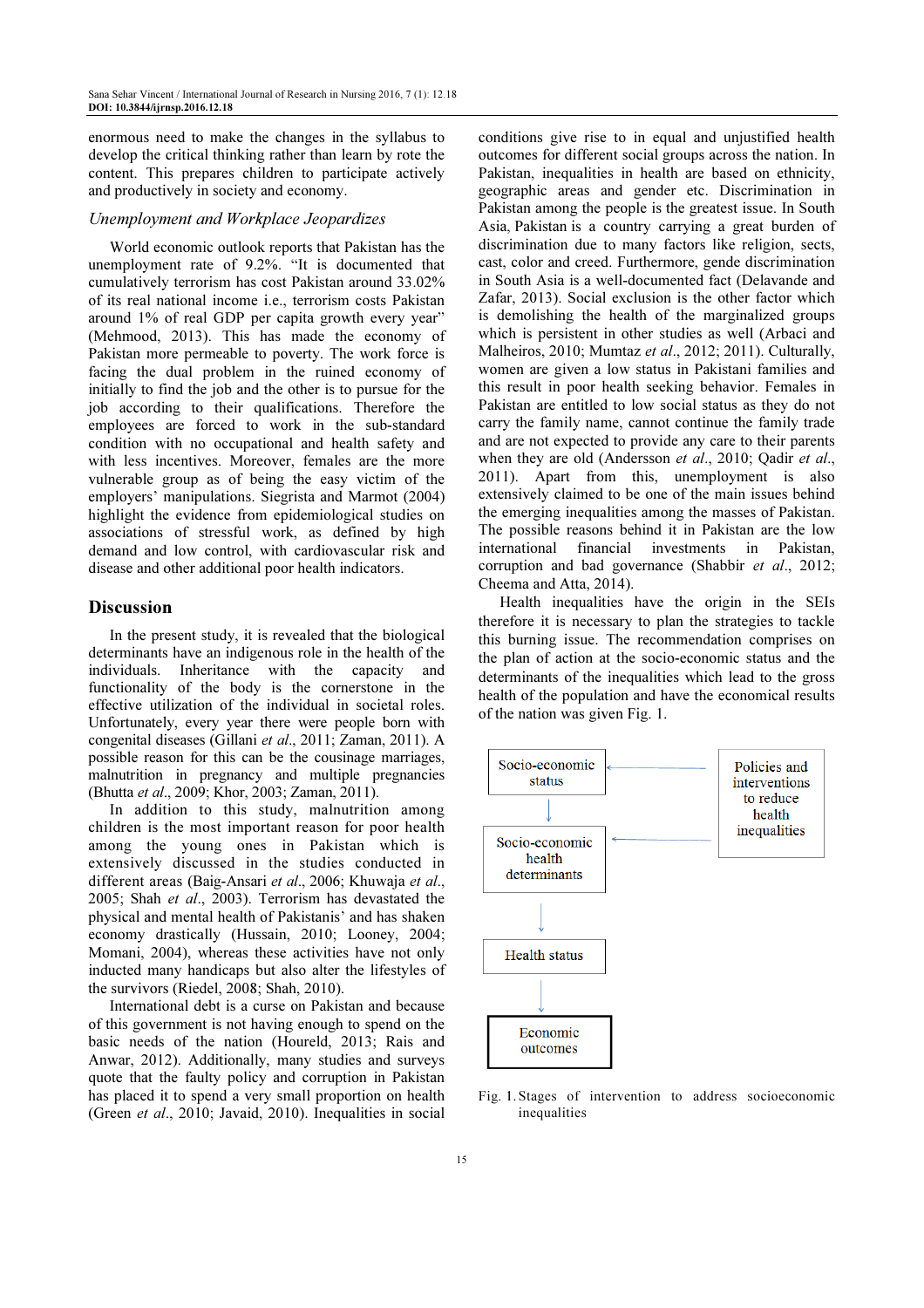enormous need to make the changes in the syllabus to develop the critical thinking rather than learn by rote the content. This prepares children to participate actively and productively in society and economy.

### *Unemployment and Workplace Jeopardizes*

World economic outlook reports that Pakistan has the unemployment rate of 9.2%. "It is documented that cumulatively terrorism has cost Pakistan around 33.02% of its real national income i.e., terrorism costs Pakistan around 1% of real GDP per capita growth every year" (Mehmood, 2013). This has made the economy of Pakistan more permeable to poverty. The work force is facing the dual problem in the ruined economy of initially to find the job and the other is to pursue for the job according to their qualifications. Therefore the employees are forced to work in the sub-standard condition with no occupational and health safety and with less incentives. Moreover, females are the more vulnerable group as of being the easy victim of the employers' manipulations. Siegrista and Marmot (2004) highlight the evidence from epidemiological studies on associations of stressful work, as defined by high demand and low control, with cardiovascular risk and disease and other additional poor health indicators.

## Discussion

In the present study, it is revealed that the biological determinants have an indigenous role in the health of the individuals. Inheritance with the capacity and functionality of the body is the cornerstone in the effective utilization of the individual in societal roles. Unfortunately, every year there were people born with congenital diseases (Gillani *et al*., 2011; Zaman, 2011). A possible reason for this can be the cousinage marriages, malnutrition in pregnancy and multiple pregnancies (Bhutta *et al*., 2009; Khor, 2003; Zaman, 2011).

In addition to this study, malnutrition among children is the most important reason for poor health among the young ones in Pakistan which is extensively discussed in the studies conducted in different areas (Baig-Ansari *et al*., 2006; Khuwaja *et al*., 2005; Shah *et al*., 2003). Terrorism has devastated the physical and mental health of Pakistanis' and has shaken economy drastically (Hussain, 2010; Looney, 2004; Momani, 2004), whereas these activities have not only inducted many handicaps but also alter the lifestyles of the survivors (Riedel, 2008; Shah, 2010).

International debt is a curse on Pakistan and because of this government is not having enough to spend on the basic needs of the nation (Houreld, 2013; Rais and Anwar, 2012). Additionally, many studies and surveys quote that the faulty policy and corruption in Pakistan has placed it to spend a very small proportion on health (Green *et al*., 2010; Javaid, 2010). Inequalities in social conditions give rise to in equal and unjustified health outcomes for different social groups across the nation. In Pakistan, inequalities in health are based on ethnicity, geographic areas and gender etc. Discrimination in Pakistan among the people is the greatest issue. In South Asia, Pakistan is a country carrying a great burden of discrimination due to many factors like religion, sects, cast, color and creed. Furthermore, gende discrimination in South Asia is a well-documented fact (Delavande and Zafar, 2013). Social exclusion is the other factor which is demolishing the health of the marginalized groups which is persistent in other studies as well (Arbaci and Malheiros, 2010; Mumtaz *et al*., 2012; 2011). Culturally, women are given a low status in Pakistani families and this result in poor health seeking behavior. Females in Pakistan are entitled to low social status as they do not carry the family name, cannot continue the family trade and are not expected to provide any care to their parents when they are old (Andersson *et al*., 2010; Qadir *et al*., 2011). Apart from this, unemployment is also extensively claimed to be one of the main issues behind the emerging inequalities among the masses of Pakistan. The possible reasons behind it in Pakistan are the low international financial investments in Pakistan, corruption and bad governance (Shabbir *et al*., 2012; Cheema and Atta, 2014).

Health inequalities have the origin in the SEIs therefore it is necessary to plan the strategies to tackle this burning issue. The recommendation comprises on the plan of action at the socio-economic status and the determinants of the inequalities which lead to the gross health of the population and have the economical results of the nation was given Fig. 1.

Socio-economic status → Socio-economic health determinants → Health status → Economic outcomes

Policies and interventions to reduce health inequalities → Socio-economic status; Policies and interventions to reduce health inequalities → Socio-economic health determinants

Fig. 1. Stages of intervention to address socioeconomic inequalities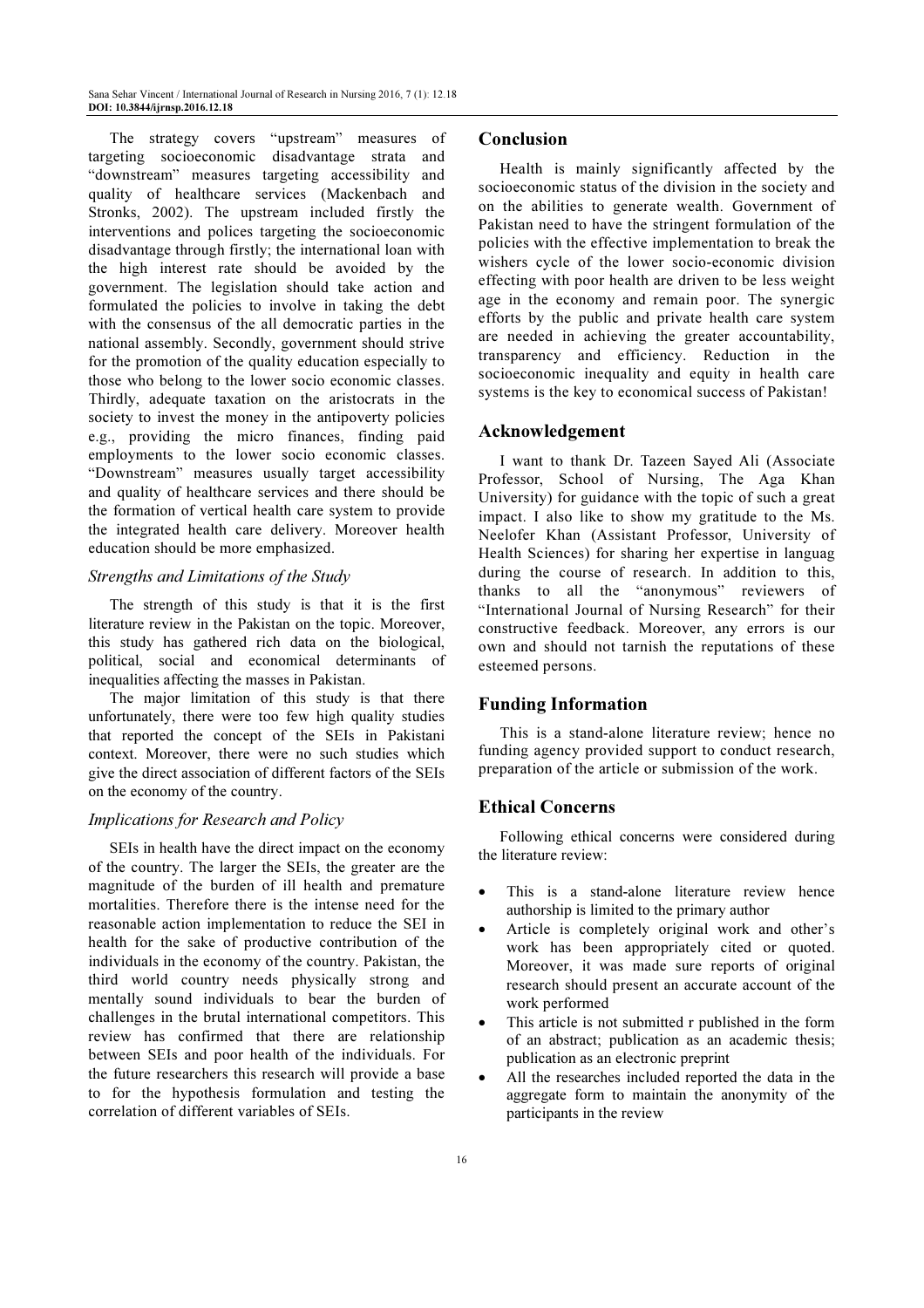The strategy covers "upstream" measures of targeting socioeconomic disadvantage strata and "downstream" measures targeting accessibility and quality of healthcare services (Mackenbach and Stronks, 2002). The upstream included firstly the interventions and polices targeting the socioeconomic disadvantage through firstly; the international loan with the high interest rate should be avoided by the government. The legislation should take action and formulated the policies to involve in taking the debt with the consensus of the all democratic parties in the national assembly. Secondly, government should strive for the promotion of the quality education especially to those who belong to the lower socio economic classes. Thirdly, adequate taxation on the aristocrats in the society to invest the money in the antipoverty policies e.g., providing the micro finances, finding paid employments to the lower socio economic classes. "Downstream" measures usually target accessibility and quality of healthcare services and there should be the formation of vertical health care system to provide the integrated health care delivery. Moreover health education should be more emphasized.

### *Strengths and Limitations of the Study*

The strength of this study is that it is the first literature review in the Pakistan on the topic. Moreover, this study has gathered rich data on the biological, political, social and economical determinants of inequalities affecting the masses in Pakistan.

The major limitation of this study is that there unfortunately, there were too few high quality studies that reported the concept of the SEIs in Pakistani context. Moreover, there were no such studies which give the direct association of different factors of the SEIs on the economy of the country.

### *Implications for Research and Policy*

SEIs in health have the direct impact on the economy of the country. The larger the SEIs, the greater are the magnitude of the burden of ill health and premature mortalities. Therefore there is the intense need for the reasonable action implementation to reduce the SEI in health for the sake of productive contribution of the individuals in the economy of the country. Pakistan, the third world country needs physically strong and mentally sound individuals to bear the burden of challenges in the brutal international competitors. This review has confirmed that there are relationship between SEIs and poor health of the individuals. For the future researchers this research will provide a base to for the hypothesis formulation and testing the correlation of different variables of SEIs.

## Conclusion

Health is mainly significantly affected by the socioeconomic status of the division in the society and on the abilities to generate wealth. Government of Pakistan need to have the stringent formulation of the policies with the effective implementation to break the wishers cycle of the lower socio-economic division effecting with poor health are driven to be less weight age in the economy and remain poor. The synergic efforts by the public and private health care system are needed in achieving the greater accountability, transparency and efficiency. Reduction in the socioeconomic inequality and equity in health care systems is the key to economical success of Pakistan!

## Acknowledgement

I want to thank Dr. Tazeen Sayed Ali (Associate Professor, School of Nursing, The Aga Khan University) for guidance with the topic of such a great impact. I also like to show my gratitude to the Ms. Neelofer Khan (Assistant Professor, University of Health Sciences) for sharing her expertise in languag during the course of research. In addition to this, thanks to all the "anonymous" reviewers of "International Journal of Nursing Research" for their constructive feedback. Moreover, any errors is our own and should not tarnish the reputations of these esteemed persons.

## Funding Information

This is a stand-alone literature review; hence no funding agency provided support to conduct research, preparation of the article or submission of the work.

## Ethical Concerns

Following ethical concerns were considered during the literature review:

- This is a stand-alone literature review hence authorship is limited to the primary author
- Article is completely original work and other's work has been appropriately cited or quoted. Moreover, it was made sure reports of original research should present an accurate account of the work performed
- This article is not submitted r published in the form of an abstract; publication as an academic thesis; publication as an electronic preprint
- All the researches included reported the data in the aggregate form to maintain the anonymity of the participants in the review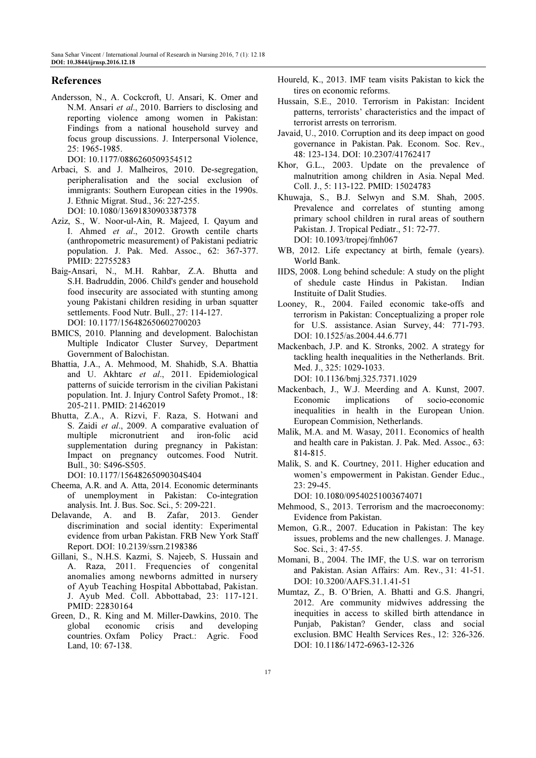## References

Andersson, N., A. Cockcroft, U. Ansari, K. Omer and N.M. Ansari *et al*., 2010. Barriers to disclosing and reporting violence among women in Pakistan: Findings from a national household survey and focus group discussions. J. Interpersonal Violence, 25: 1965-1985.
DOI: 10.1177/0886260509354512

Arbaci, S. and J. Malheiros, 2010. De-segregation, peripheralisation and the social exclusion of immigrants: Southern European cities in the 1990s. J. Ethnic Migrat. Stud., 36: 227-255.
DOI: 10.1080/13691830903387378

Aziz, S., W. Noor-ul-Ain, R. Majeed, I. Qayum and I. Ahmed *et al*., 2012. Growth centile charts (anthropometric measurement) of Pakistani pediatric population. J. Pak. Med. Assoc., 62: 367-377. PMID: 22755283

Baig-Ansari, N., M.H. Rahbar, Z.A. Bhutta and S.H. Badruddin, 2006. Child's gender and household food insecurity are associated with stunting among young Pakistani children residing in urban squatter settlements. Food Nutr. Bull., 27: 114-127.
DOI: 10.1177/156482650602700203

BMICS, 2010. Planning and development. Balochistan Multiple Indicator Cluster Survey, Department Government of Balochistan.

Bhattia, J.A., A. Mehmood, M. Shahidb, S.A. Bhattia and U. Akhtarc *et al*., 2011. Epidemiological patterns of suicide terrorism in the civilian Pakistani population. Int. J. Injury Control Safety Promot., 18: 205-211. PMID: 21462019

Bhutta, Z.A., A. Rizvi, F. Raza, S. Hotwani and S. Zaidi *et al*., 2009. A comparative evaluation of multiple micronutrient and iron-folic acid supplementation during pregnancy in Pakistan: Impact on pregnancy outcomes. Food Nutrit. Bull., 30: S496-S505.
DOI: 10.1177/15648265090304S404

Cheema, A.R. and A. Atta, 2014. Economic determinants of unemployment in Pakistan: Co-integration analysis. Int. J. Bus. Soc. Sci., 5: 209-221.

Delavande, A. and B. Zafar, 2013. Gender discrimination and social identity: Experimental evidence from urban Pakistan. FRB New York Staff Report. DOI: 10.2139/ssrn.2198386

Gillani, S., N.H.S. Kazmi, S. Najeeb, S. Hussain and A. Raza, 2011. Frequencies of congenital anomalies among newborns admitted in nursery of Ayub Teaching Hospital Abbottabad, Pakistan. J. Ayub Med. Coll. Abbottabad, 23: 117-121. PMID: 22830164

Green, D., R. King and M. Miller-Dawkins, 2010. The global economic crisis and developing countries. Oxfam Policy Pract.: Agric. Food Land, 10: 67-138.

Houreld, K., 2013. IMF team visits Pakistan to kick the tires on economic reforms.

Hussain, S.E., 2010. Terrorism in Pakistan: Incident patterns, terrorists' characteristics and the impact of terrorist arrests on terrorism.

Javaid, U., 2010. Corruption and its deep impact on good governance in Pakistan. Pak. Econom. Soc. Rev., 48: 123-134. DOI: 10.2307/41762417

Khor, G.L., 2003. Update on the prevalence of malnutrition among children in Asia. Nepal Med. Coll. J., 5: 113-122. PMID: 15024783

Khuwaja, S., B.J. Selwyn and S.M. Shah, 2005. Prevalence and correlates of stunting among primary school children in rural areas of southern Pakistan. J. Tropical Pediatr., 51: 72-77.
DOI: 10.1093/tropej/fmh067

WB, 2012. Life expectancy at birth, female (years). World Bank.

IIDS, 2008. Long behind schedule: A study on the plight of shedule caste Hindus in Pakistan. Indian Instituite of Dalit Studies.

Looney, R., 2004. Failed economic take-offs and terrorism in Pakistan: Conceptualizing a proper role for U.S. assistance. Asian Survey, 44: 771-793.
DOI: 10.1525/as.2004.44.6.771

Mackenbach, J.P. and K. Stronks, 2002. A strategy for tackling health inequalities in the Netherlands. Brit. Med. J., 325: 1029-1033.
DOI: 10.1136/bmj.325.7371.1029

Mackenbach, J., W.J. Meerding and A. Kunst, 2007. Economic implications of socio-economic inequalities in health in the European Union. European Commision, Netherlands.

Malik, M.A. and M. Wasay, 2011. Economics of health and health care in Pakistan. J. Pak. Med. Assoc., 63: 814-815.

Malik, S. and K. Courtney, 2011. Higher education and women's empowerment in Pakistan. Gender Educ., 23: 29-45.
DOI: 10.1080/09540251003674071

Mehmood, S., 2013. Terrorism and the macroeconomy: Evidence from Pakistan.

Memon, G.R., 2007. Education in Pakistan: The key issues, problems and the new challenges. J. Manage. Soc. Sci., 3: 47-55.

Momani, B., 2004. The IMF, the U.S. war on terrorism and Pakistan. Asian Affairs: Am. Rev., 31: 41-51.
DOI: 10.3200/AAFS.31.1.41-51

Mumtaz, Z., B. O'Brien, A. Bhatti and G.S. Jhangri, 2012. Are community midwives addressing the inequities in access to skilled birth attendance in Punjab, Pakistan? Gender, class and social exclusion. BMC Health Services Res., 12: 326-326.
DOI: 10.1186/1472-6963-12-326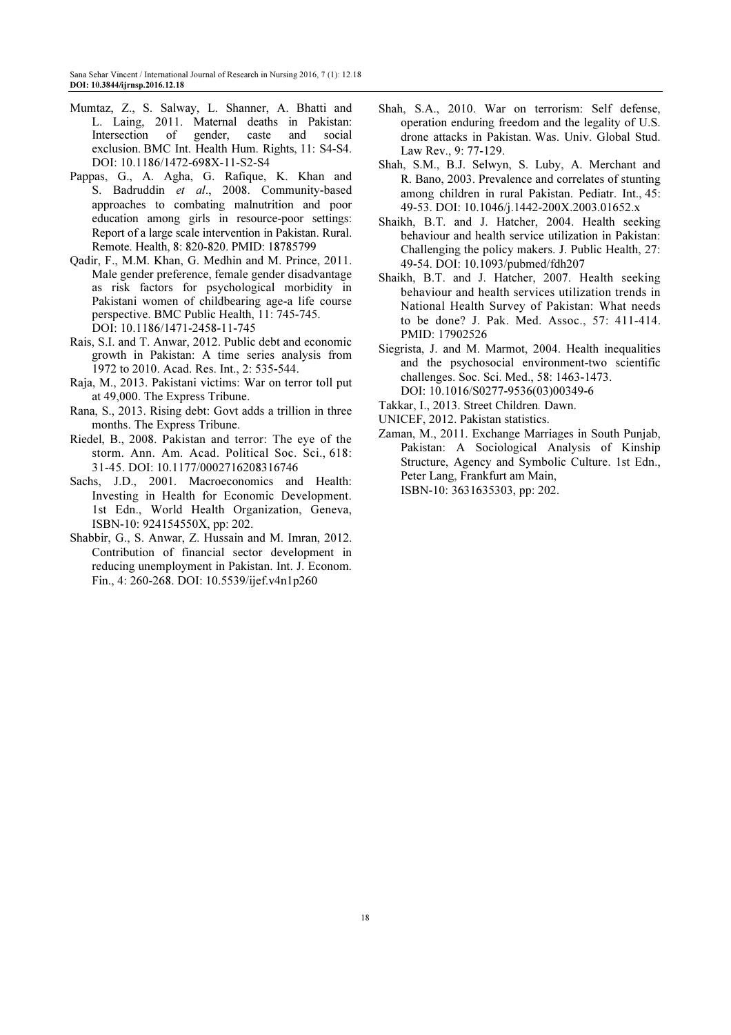Mumtaz, Z., S. Salway, L. Shanner, A. Bhatti and L. Laing, 2011. Maternal deaths in Pakistan: Intersection of gender, caste and social exclusion. BMC Int. Health Hum. Rights, 11: S4-S4. DOI: 10.1186/1472-698X-11-S2-S4

Pappas, G., A. Agha, G. Rafique, K. Khan and S. Badruddin *et al*., 2008. Community-based approaches to combating malnutrition and poor education among girls in resource-poor settings: Report of a large scale intervention in Pakistan. Rural. Remote. Health, 8: 820-820. PMID: 18785799

Qadir, F., M.M. Khan, G. Medhin and M. Prince, 2011. Male gender preference, female gender disadvantage as risk factors for psychological morbidity in Pakistani women of childbearing age-a life course perspective. BMC Public Health, 11: 745-745. DOI: 10.1186/1471-2458-11-745

Rais, S.I. and T. Anwar, 2012. Public debt and economic growth in Pakistan: A time series analysis from 1972 to 2010. Acad. Res. Int., 2: 535-544.

Raja, M., 2013. Pakistani victims: War on terror toll put at 49,000. The Express Tribune.

Rana, S., 2013. Rising debt: Govt adds a trillion in three months. The Express Tribune.

Riedel, B., 2008. Pakistan and terror: The eye of the storm. Ann. Am. Acad. Political Soc. Sci., 618: 31-45. DOI: 10.1177/0002716208316746

Sachs, J.D., 2001. Macroeconomics and Health: Investing in Health for Economic Development. 1st Edn., World Health Organization, Geneva, ISBN-10: 924154550X, pp: 202.

Shabbir, G., S. Anwar, Z. Hussain and M. Imran, 2012. Contribution of financial sector development in reducing unemployment in Pakistan. Int. J. Econom. Fin., 4: 260-268. DOI: 10.5539/ijef.v4n1p260

Shah, S.A., 2010. War on terrorism: Self defense, operation enduring freedom and the legality of U.S. drone attacks in Pakistan. Was. Univ. Global Stud. Law Rev., 9: 77-129.

Shah, S.M., B.J. Selwyn, S. Luby, A. Merchant and R. Bano, 2003. Prevalence and correlates of stunting among children in rural Pakistan. Pediatr. Int., 45: 49-53. DOI: 10.1046/j.1442-200X.2003.01652.x

Shaikh, B.T. and J. Hatcher, 2004. Health seeking behaviour and health service utilization in Pakistan: Challenging the policy makers. J. Public Health, 27: 49-54. DOI: 10.1093/pubmed/fdh207

Shaikh, B.T. and J. Hatcher, 2007. Health seeking behaviour and health services utilization trends in National Health Survey of Pakistan: What needs to be done? J. Pak. Med. Assoc., 57: 411-414. PMID: 17902526

Siegrista, J. and M. Marmot, 2004. Health inequalities and the psychosocial environment-two scientific challenges. Soc. Sci. Med., 58: 1463-1473. DOI: 10.1016/S0277-9536(03)00349-6

Takkar, I., 2013. Street Children. Dawn.

UNICEF, 2012. Pakistan statistics.

Zaman, M., 2011. Exchange Marriages in South Punjab, Pakistan: A Sociological Analysis of Kinship Structure, Agency and Symbolic Culture. 1st Edn., Peter Lang, Frankfurt am Main, ISBN-10: 3631635303, pp: 202.